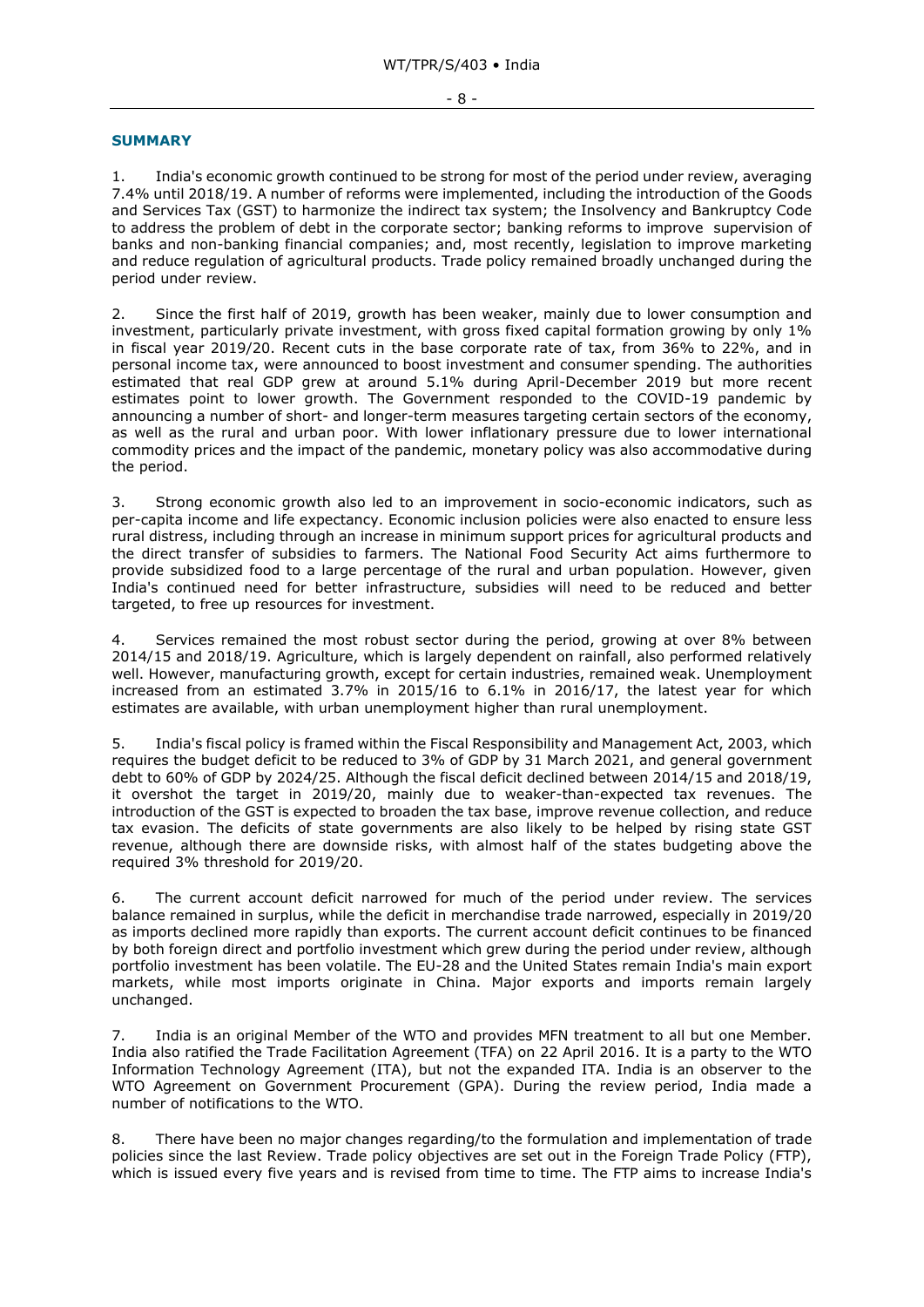## SUMMARY

1. India's economic growth continued to be strong for most of the period under review, averaging 7.4% until 2018/19. A number of reforms were implemented, including the introduction of the Goods and Services Tax (GST) to harmonize the indirect tax system; the Insolvency and Bankruptcy Code to address the problem of debt in the corporate sector; banking reforms to improve supervision of banks and non-banking financial companies; and, most recently, legislation to improve marketing and reduce regulation of agricultural products. Trade policy remained broadly unchanged during the period under review.

2. Since the first half of 2019, growth has been weaker, mainly due to lower consumption and investment, particularly private investment, with gross fixed capital formation growing by only 1% in fiscal year 2019/20. Recent cuts in the base corporate rate of tax, from 36% to 22%, and in personal income tax, were announced to boost investment and consumer spending. The authorities estimated that real GDP grew at around 5.1% during April-December 2019 but more recent estimates point to lower growth. The Government responded to the COVID-19 pandemic by announcing a number of short- and longer-term measures targeting certain sectors of the economy, as well as the rural and urban poor. With lower inflationary pressure due to lower international commodity prices and the impact of the pandemic, monetary policy was also accommodative during the period.

3. Strong economic growth also led to an improvement in socio-economic indicators, such as per-capita income and life expectancy. Economic inclusion policies were also enacted to ensure less rural distress, including through an increase in minimum support prices for agricultural products and the direct transfer of subsidies to farmers. The National Food Security Act aims furthermore to provide subsidized food to a large percentage of the rural and urban population. However, given India's continued need for better infrastructure, subsidies will need to be reduced and better targeted, to free up resources for investment.

4. Services remained the most robust sector during the period, growing at over 8% between 2014/15 and 2018/19. Agriculture, which is largely dependent on rainfall, also performed relatively well. However, manufacturing growth, except for certain industries, remained weak. Unemployment increased from an estimated 3.7% in 2015/16 to 6.1% in 2016/17, the latest year for which estimates are available, with urban unemployment higher than rural unemployment.

5. India's fiscal policy is framed within the Fiscal Responsibility and Management Act, 2003, which requires the budget deficit to be reduced to 3% of GDP by 31 March 2021, and general government debt to 60% of GDP by 2024/25. Although the fiscal deficit declined between 2014/15 and 2018/19, it overshot the target in 2019/20, mainly due to weaker-than-expected tax revenues. The introduction of the GST is expected to broaden the tax base, improve revenue collection, and reduce tax evasion. The deficits of state governments are also likely to be helped by rising state GST revenue, although there are downside risks, with almost half of the states budgeting above the required 3% threshold for 2019/20.

6. The current account deficit narrowed for much of the period under review. The services balance remained in surplus, while the deficit in merchandise trade narrowed, especially in 2019/20 as imports declined more rapidly than exports. The current account deficit continues to be financed by both foreign direct and portfolio investment which grew during the period under review, although portfolio investment has been volatile. The EU-28 and the United States remain India's main export markets, while most imports originate in China. Major exports and imports remain largely unchanged.

7. India is an original Member of the WTO and provides MFN treatment to all but one Member. India also ratified the Trade Facilitation Agreement (TFA) on 22 April 2016. It is a party to the WTO Information Technology Agreement (ITA), but not the expanded ITA. India is an observer to the WTO Agreement on Government Procurement (GPA). During the review period, India made a number of notifications to the WTO.

8. There have been no major changes regarding/to the formulation and implementation of trade policies since the last Review. Trade policy objectives are set out in the Foreign Trade Policy (FTP), which is issued every five years and is revised from time to time. The FTP aims to increase India's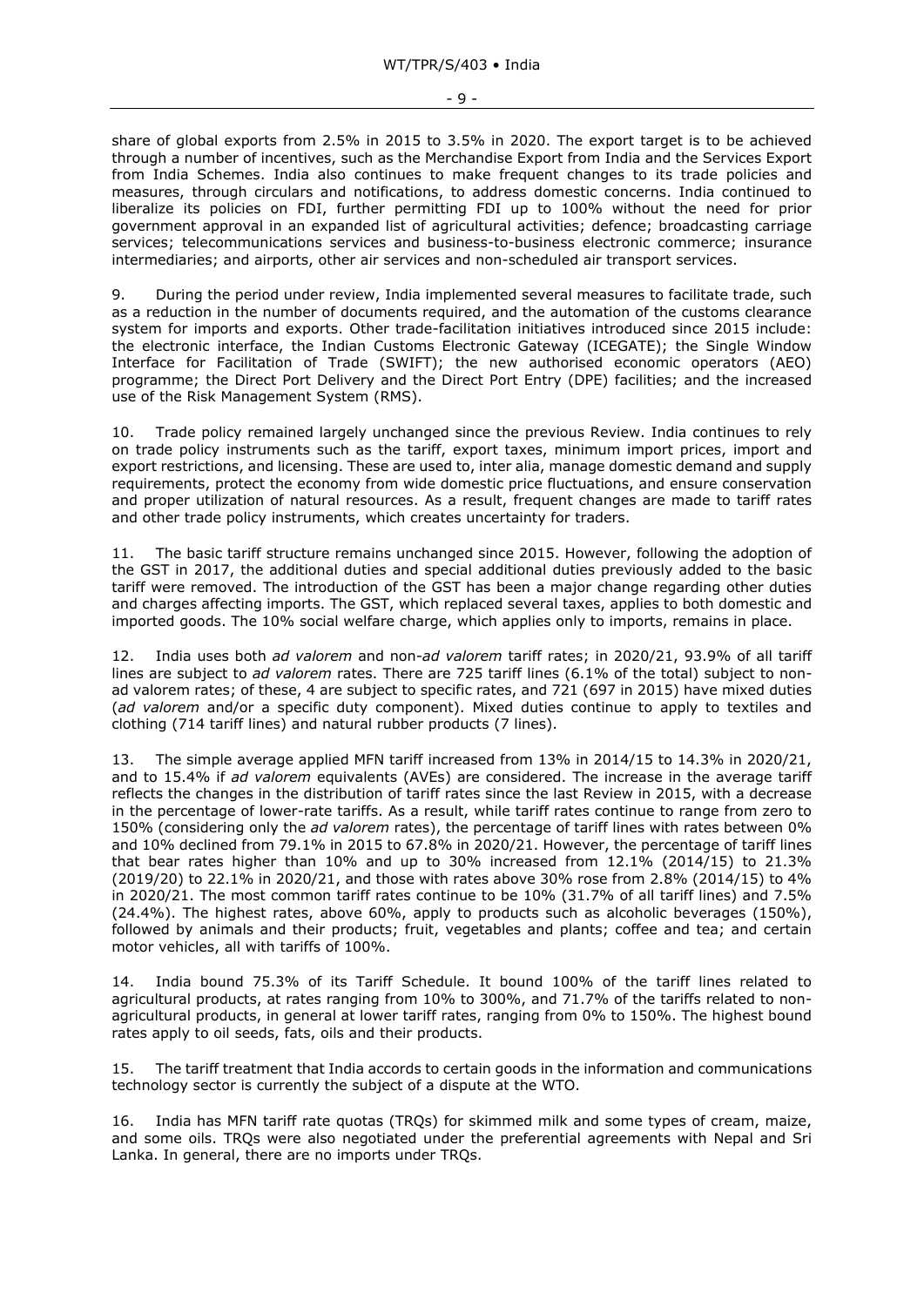share of global exports from 2.5% in 2015 to 3.5% in 2020. The export target is to be achieved through a number of incentives, such as the Merchandise Export from India and the Services Export from India Schemes. India also continues to make frequent changes to its trade policies and measures, through circulars and notifications, to address domestic concerns. India continued to liberalize its policies on FDI, further permitting FDI up to 100% without the need for prior government approval in an expanded list of agricultural activities; defence; broadcasting carriage services; telecommunications services and business-to-business electronic commerce; insurance intermediaries; and airports, other air services and non-scheduled air transport services.

9. During the period under review, India implemented several measures to facilitate trade, such as a reduction in the number of documents required, and the automation of the customs clearance system for imports and exports. Other trade-facilitation initiatives introduced since 2015 include: the electronic interface, the Indian Customs Electronic Gateway (ICEGATE); the Single Window Interface for Facilitation of Trade (SWIFT); the new authorised economic operators (AEO) programme; the Direct Port Delivery and the Direct Port Entry (DPE) facilities; and the increased use of the Risk Management System (RMS).

10. Trade policy remained largely unchanged since the previous Review. India continues to rely on trade policy instruments such as the tariff, export taxes, minimum import prices, import and export restrictions, and licensing. These are used to, inter alia, manage domestic demand and supply requirements, protect the economy from wide domestic price fluctuations, and ensure conservation and proper utilization of natural resources. As a result, frequent changes are made to tariff rates and other trade policy instruments, which creates uncertainty for traders.

11. The basic tariff structure remains unchanged since 2015. However, following the adoption of the GST in 2017, the additional duties and special additional duties previously added to the basic tariff were removed. The introduction of the GST has been a major change regarding other duties and charges affecting imports. The GST, which replaced several taxes, applies to both domestic and imported goods. The 10% social welfare charge, which applies only to imports, remains in place.

12. India uses both *ad valorem* and non-*ad valorem* tariff rates; in 2020/21, 93.9% of all tariff lines are subject to *ad valorem* rates. There are 725 tariff lines (6.1% of the total) subject to non-ad valorem rates; of these, 4 are subject to specific rates, and 721 (697 in 2015) have mixed duties (*ad valorem* and/or a specific duty component). Mixed duties continue to apply to textiles and clothing (714 tariff lines) and natural rubber products (7 lines).

13. The simple average applied MFN tariff increased from 13% in 2014/15 to 14.3% in 2020/21, and to 15.4% if *ad valorem* equivalents (AVEs) are considered. The increase in the average tariff reflects the changes in the distribution of tariff rates since the last Review in 2015, with a decrease in the percentage of lower-rate tariffs. As a result, while tariff rates continue to range from zero to 150% (considering only the *ad valorem* rates), the percentage of tariff lines with rates between 0% and 10% declined from 79.1% in 2015 to 67.8% in 2020/21. However, the percentage of tariff lines that bear rates higher than 10% and up to 30% increased from 12.1% (2014/15) to 21.3% (2019/20) to 22.1% in 2020/21, and those with rates above 30% rose from 2.8% (2014/15) to 4% in 2020/21. The most common tariff rates continue to be 10% (31.7% of all tariff lines) and 7.5% (24.4%). The highest rates, above 60%, apply to products such as alcoholic beverages (150%), followed by animals and their products; fruit, vegetables and plants; coffee and tea; and certain motor vehicles, all with tariffs of 100%.

14. India bound 75.3% of its Tariff Schedule. It bound 100% of the tariff lines related to agricultural products, at rates ranging from 10% to 300%, and 71.7% of the tariffs related to non-agricultural products, in general at lower tariff rates, ranging from 0% to 150%. The highest bound rates apply to oil seeds, fats, oils and their products.

15. The tariff treatment that India accords to certain goods in the information and communications technology sector is currently the subject of a dispute at the WTO.

16. India has MFN tariff rate quotas (TRQs) for skimmed milk and some types of cream, maize, and some oils. TRQs were also negotiated under the preferential agreements with Nepal and Sri Lanka. In general, there are no imports under TRQs.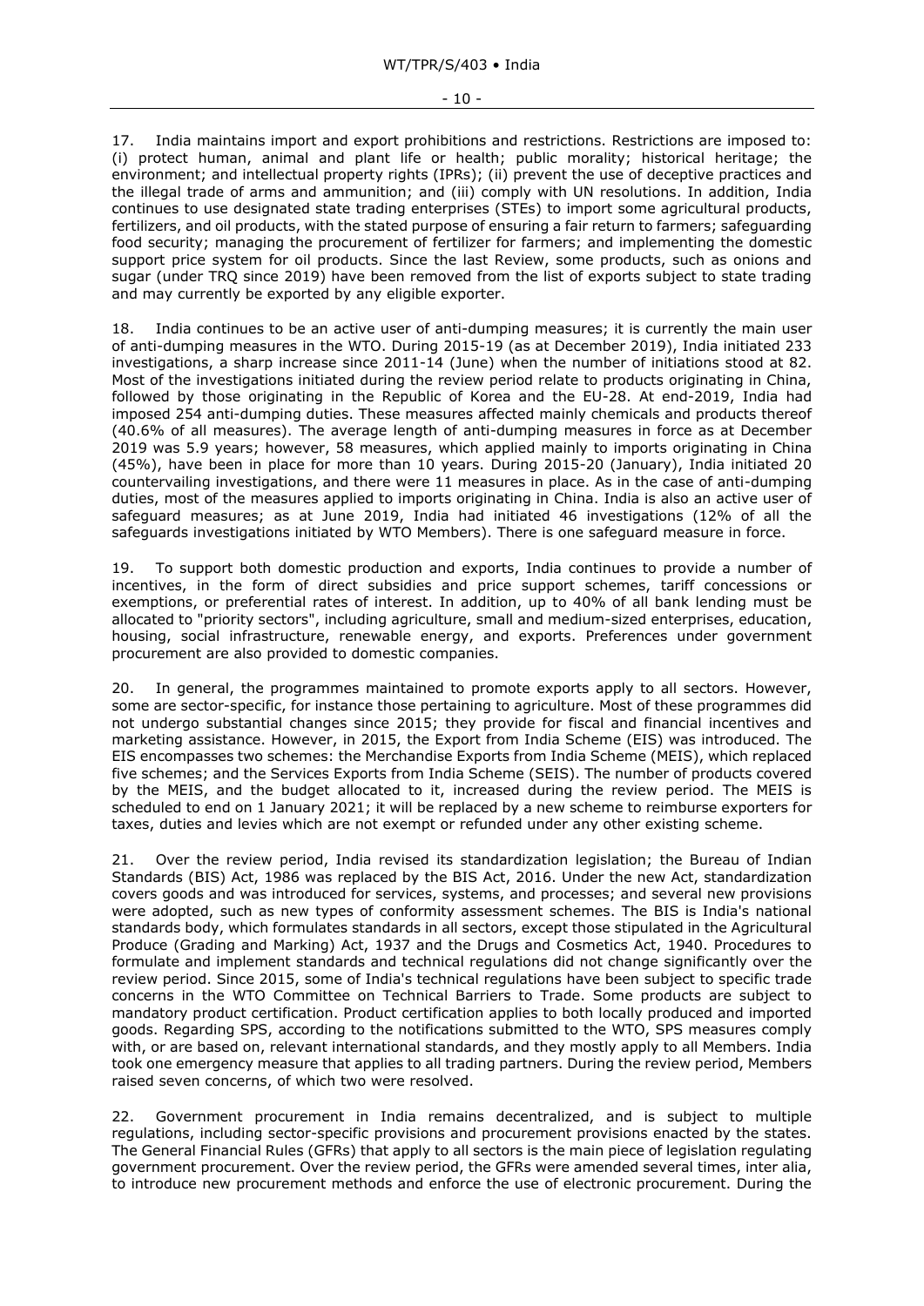17. India maintains import and export prohibitions and restrictions. Restrictions are imposed to: (i) protect human, animal and plant life or health; public morality; historical heritage; the environment; and intellectual property rights (IPRs); (ii) prevent the use of deceptive practices and the illegal trade of arms and ammunition; and (iii) comply with UN resolutions. In addition, India continues to use designated state trading enterprises (STEs) to import some agricultural products, fertilizers, and oil products, with the stated purpose of ensuring a fair return to farmers; safeguarding food security; managing the procurement of fertilizer for farmers; and implementing the domestic support price system for oil products. Since the last Review, some products, such as onions and sugar (under TRQ since 2019) have been removed from the list of exports subject to state trading and may currently be exported by any eligible exporter.

18. India continues to be an active user of anti-dumping measures; it is currently the main user of anti-dumping measures in the WTO. During 2015-19 (as at December 2019), India initiated 233 investigations, a sharp increase since 2011-14 (June) when the number of initiations stood at 82. Most of the investigations initiated during the review period relate to products originating in China, followed by those originating in the Republic of Korea and the EU-28. At end-2019, India had imposed 254 anti-dumping duties. These measures affected mainly chemicals and products thereof (40.6% of all measures). The average length of anti-dumping measures in force as at December 2019 was 5.9 years; however, 58 measures, which applied mainly to imports originating in China (45%), have been in place for more than 10 years. During 2015-20 (January), India initiated 20 countervailing investigations, and there were 11 measures in place. As in the case of anti-dumping duties, most of the measures applied to imports originating in China. India is also an active user of safeguard measures; as at June 2019, India had initiated 46 investigations (12% of all the safeguards investigations initiated by WTO Members). There is one safeguard measure in force.

19. To support both domestic production and exports, India continues to provide a number of incentives, in the form of direct subsidies and price support schemes, tariff concessions or exemptions, or preferential rates of interest. In addition, up to 40% of all bank lending must be allocated to "priority sectors", including agriculture, small and medium-sized enterprises, education, housing, social infrastructure, renewable energy, and exports. Preferences under government procurement are also provided to domestic companies.

20. In general, the programmes maintained to promote exports apply to all sectors. However, some are sector-specific, for instance those pertaining to agriculture. Most of these programmes did not undergo substantial changes since 2015; they provide for fiscal and financial incentives and marketing assistance. However, in 2015, the Export from India Scheme (EIS) was introduced. The EIS encompasses two schemes: the Merchandise Exports from India Scheme (MEIS), which replaced five schemes; and the Services Exports from India Scheme (SEIS). The number of products covered by the MEIS, and the budget allocated to it, increased during the review period. The MEIS is scheduled to end on 1 January 2021; it will be replaced by a new scheme to reimburse exporters for taxes, duties and levies which are not exempt or refunded under any other existing scheme.

21. Over the review period, India revised its standardization legislation; the Bureau of Indian Standards (BIS) Act, 1986 was replaced by the BIS Act, 2016. Under the new Act, standardization covers goods and was introduced for services, systems, and processes; and several new provisions were adopted, such as new types of conformity assessment schemes. The BIS is India's national standards body, which formulates standards in all sectors, except those stipulated in the Agricultural Produce (Grading and Marking) Act, 1937 and the Drugs and Cosmetics Act, 1940. Procedures to formulate and implement standards and technical regulations did not change significantly over the review period. Since 2015, some of India's technical regulations have been subject to specific trade concerns in the WTO Committee on Technical Barriers to Trade. Some products are subject to mandatory product certification. Product certification applies to both locally produced and imported goods. Regarding SPS, according to the notifications submitted to the WTO, SPS measures comply with, or are based on, relevant international standards, and they mostly apply to all Members. India took one emergency measure that applies to all trading partners. During the review period, Members raised seven concerns, of which two were resolved.

22. Government procurement in India remains decentralized, and is subject to multiple regulations, including sector-specific provisions and procurement provisions enacted by the states. The General Financial Rules (GFRs) that apply to all sectors is the main piece of legislation regulating government procurement. Over the review period, the GFRs were amended several times, inter alia, to introduce new procurement methods and enforce the use of electronic procurement. During the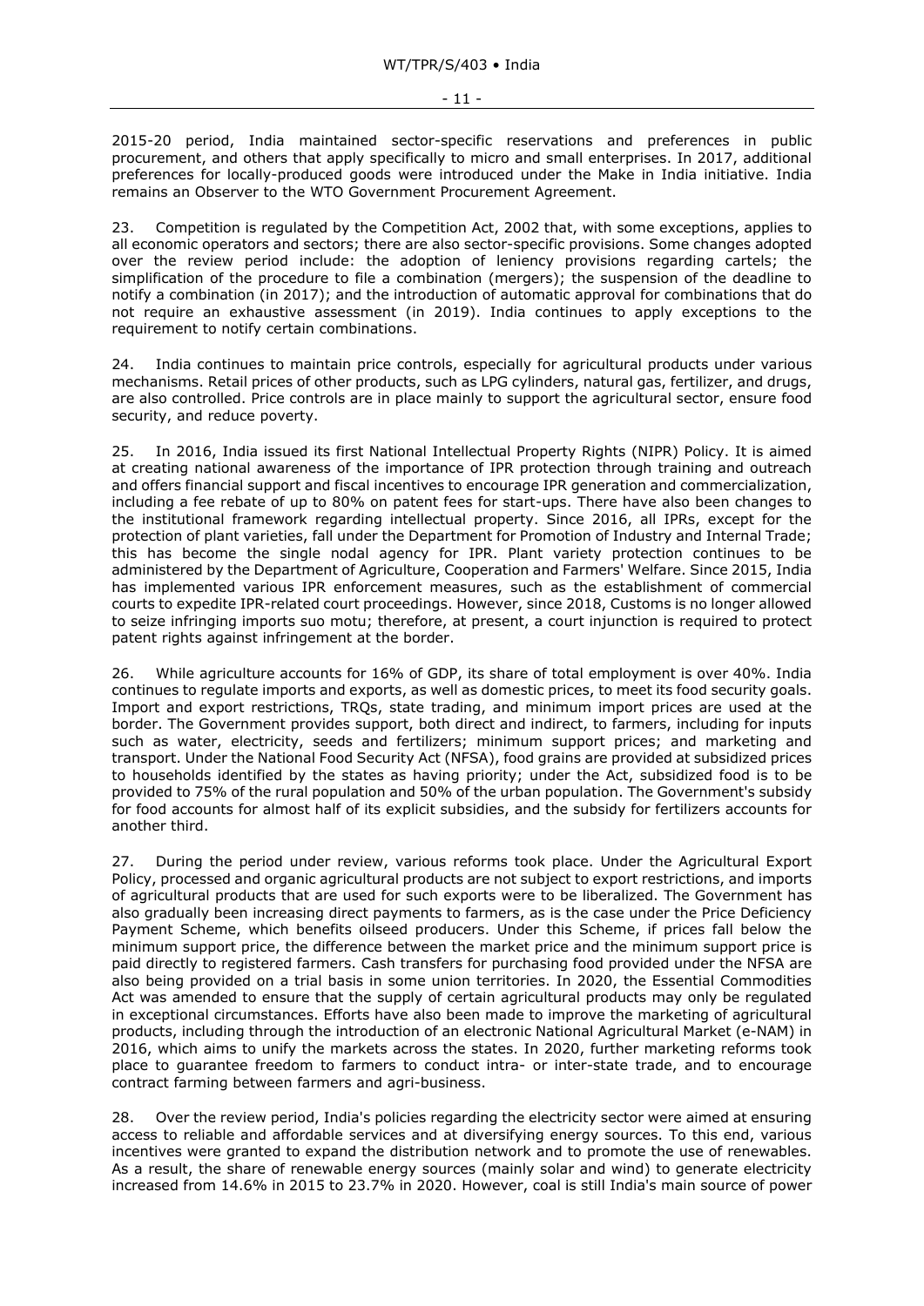2015-20 period, India maintained sector-specific reservations and preferences in public procurement, and others that apply specifically to micro and small enterprises. In 2017, additional preferences for locally-produced goods were introduced under the Make in India initiative. India remains an Observer to the WTO Government Procurement Agreement.

23. Competition is regulated by the Competition Act, 2002 that, with some exceptions, applies to all economic operators and sectors; there are also sector-specific provisions. Some changes adopted over the review period include: the adoption of leniency provisions regarding cartels; the simplification of the procedure to file a combination (mergers); the suspension of the deadline to notify a combination (in 2017); and the introduction of automatic approval for combinations that do not require an exhaustive assessment (in 2019). India continues to apply exceptions to the requirement to notify certain combinations.

24. India continues to maintain price controls, especially for agricultural products under various mechanisms. Retail prices of other products, such as LPG cylinders, natural gas, fertilizer, and drugs, are also controlled. Price controls are in place mainly to support the agricultural sector, ensure food security, and reduce poverty.

25. In 2016, India issued its first National Intellectual Property Rights (NIPR) Policy. It is aimed at creating national awareness of the importance of IPR protection through training and outreach and offers financial support and fiscal incentives to encourage IPR generation and commercialization, including a fee rebate of up to 80% on patent fees for start-ups. There have also been changes to the institutional framework regarding intellectual property. Since 2016, all IPRs, except for the protection of plant varieties, fall under the Department for Promotion of Industry and Internal Trade; this has become the single nodal agency for IPR. Plant variety protection continues to be administered by the Department of Agriculture, Cooperation and Farmers' Welfare. Since 2015, India has implemented various IPR enforcement measures, such as the establishment of commercial courts to expedite IPR-related court proceedings. However, since 2018, Customs is no longer allowed to seize infringing imports suo motu; therefore, at present, a court injunction is required to protect patent rights against infringement at the border.

26. While agriculture accounts for 16% of GDP, its share of total employment is over 40%. India continues to regulate imports and exports, as well as domestic prices, to meet its food security goals. Import and export restrictions, TRQs, state trading, and minimum import prices are used at the border. The Government provides support, both direct and indirect, to farmers, including for inputs such as water, electricity, seeds and fertilizers; minimum support prices; and marketing and transport. Under the National Food Security Act (NFSA), food grains are provided at subsidized prices to households identified by the states as having priority; under the Act, subsidized food is to be provided to 75% of the rural population and 50% of the urban population. The Government's subsidy for food accounts for almost half of its explicit subsidies, and the subsidy for fertilizers accounts for another third.

27. During the period under review, various reforms took place. Under the Agricultural Export Policy, processed and organic agricultural products are not subject to export restrictions, and imports of agricultural products that are used for such exports were to be liberalized. The Government has also gradually been increasing direct payments to farmers, as is the case under the Price Deficiency Payment Scheme, which benefits oilseed producers. Under this Scheme, if prices fall below the minimum support price, the difference between the market price and the minimum support price is paid directly to registered farmers. Cash transfers for purchasing food provided under the NFSA are also being provided on a trial basis in some union territories. In 2020, the Essential Commodities Act was amended to ensure that the supply of certain agricultural products may only be regulated in exceptional circumstances. Efforts have also been made to improve the marketing of agricultural products, including through the introduction of an electronic National Agricultural Market (e-NAM) in 2016, which aims to unify the markets across the states. In 2020, further marketing reforms took place to guarantee freedom to farmers to conduct intra- or inter-state trade, and to encourage contract farming between farmers and agri-business.

28. Over the review period, India's policies regarding the electricity sector were aimed at ensuring access to reliable and affordable services and at diversifying energy sources. To this end, various incentives were granted to expand the distribution network and to promote the use of renewables. As a result, the share of renewable energy sources (mainly solar and wind) to generate electricity increased from 14.6% in 2015 to 23.7% in 2020. However, coal is still India's main source of power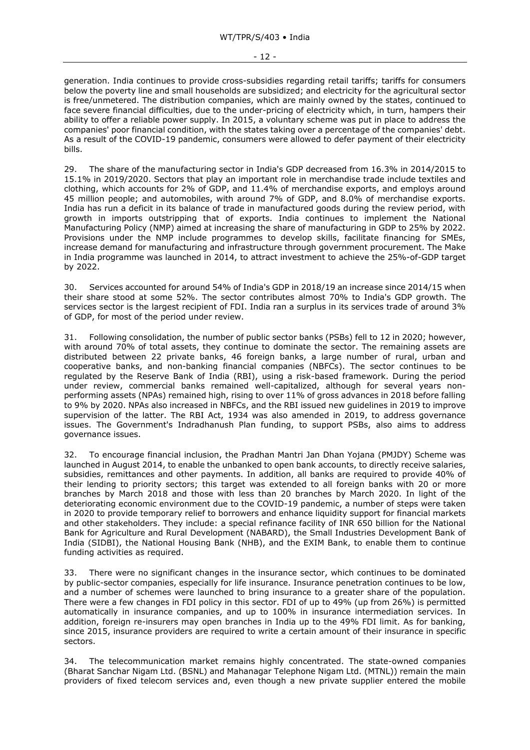generation. India continues to provide cross-subsidies regarding retail tariffs; tariffs for consumers below the poverty line and small households are subsidized; and electricity for the agricultural sector is free/unmetered. The distribution companies, which are mainly owned by the states, continued to face severe financial difficulties, due to the under-pricing of electricity which, in turn, hampers their ability to offer a reliable power supply. In 2015, a voluntary scheme was put in place to address the companies' poor financial condition, with the states taking over a percentage of the companies' debt. As a result of the COVID-19 pandemic, consumers were allowed to defer payment of their electricity bills.

29. The share of the manufacturing sector in India's GDP decreased from 16.3% in 2014/2015 to 15.1% in 2019/2020. Sectors that play an important role in merchandise trade include textiles and clothing, which accounts for 2% of GDP, and 11.4% of merchandise exports, and employs around 45 million people; and automobiles, with around 7% of GDP, and 8.0% of merchandise exports. India has run a deficit in its balance of trade in manufactured goods during the review period, with growth in imports outstripping that of exports. India continues to implement the National Manufacturing Policy (NMP) aimed at increasing the share of manufacturing in GDP to 25% by 2022. Provisions under the NMP include programmes to develop skills, facilitate financing for SMEs, increase demand for manufacturing and infrastructure through government procurement. The Make in India programme was launched in 2014, to attract investment to achieve the 25%-of-GDP target by 2022.

30. Services accounted for around 54% of India's GDP in 2018/19 an increase since 2014/15 when their share stood at some 52%. The sector contributes almost 70% to India's GDP growth. The services sector is the largest recipient of FDI. India ran a surplus in its services trade of around 3% of GDP, for most of the period under review.

31. Following consolidation, the number of public sector banks (PSBs) fell to 12 in 2020; however, with around 70% of total assets, they continue to dominate the sector. The remaining assets are distributed between 22 private banks, 46 foreign banks, a large number of rural, urban and cooperative banks, and non-banking financial companies (NBFCs). The sector continues to be regulated by the Reserve Bank of India (RBI), using a risk-based framework. During the period under review, commercial banks remained well-capitalized, although for several years non-performing assets (NPAs) remained high, rising to over 11% of gross advances in 2018 before falling to 9% by 2020. NPAs also increased in NBFCs, and the RBI issued new guidelines in 2019 to improve supervision of the latter. The RBI Act, 1934 was also amended in 2019, to address governance issues. The Government's Indradhanush Plan funding, to support PSBs, also aims to address governance issues.

32. To encourage financial inclusion, the Pradhan Mantri Jan Dhan Yojana (PMJDY) Scheme was launched in August 2014, to enable the unbanked to open bank accounts, to directly receive salaries, subsidies, remittances and other payments. In addition, all banks are required to provide 40% of their lending to priority sectors; this target was extended to all foreign banks with 20 or more branches by March 2018 and those with less than 20 branches by March 2020. In light of the deteriorating economic environment due to the COVID-19 pandemic, a number of steps were taken in 2020 to provide temporary relief to borrowers and enhance liquidity support for financial markets and other stakeholders. They include: a special refinance facility of INR 650 billion for the National Bank for Agriculture and Rural Development (NABARD), the Small Industries Development Bank of India (SIDBI), the National Housing Bank (NHB), and the EXIM Bank, to enable them to continue funding activities as required.

33. There were no significant changes in the insurance sector, which continues to be dominated by public-sector companies, especially for life insurance. Insurance penetration continues to be low, and a number of schemes were launched to bring insurance to a greater share of the population. There were a few changes in FDI policy in this sector. FDI of up to 49% (up from 26%) is permitted automatically in insurance companies, and up to 100% in insurance intermediation services. In addition, foreign re-insurers may open branches in India up to the 49% FDI limit. As for banking, since 2015, insurance providers are required to write a certain amount of their insurance in specific sectors.

34. The telecommunication market remains highly concentrated. The state-owned companies (Bharat Sanchar Nigam Ltd. (BSNL) and Mahanagar Telephone Nigam Ltd. (MTNL)) remain the main providers of fixed telecom services and, even though a new private supplier entered the mobile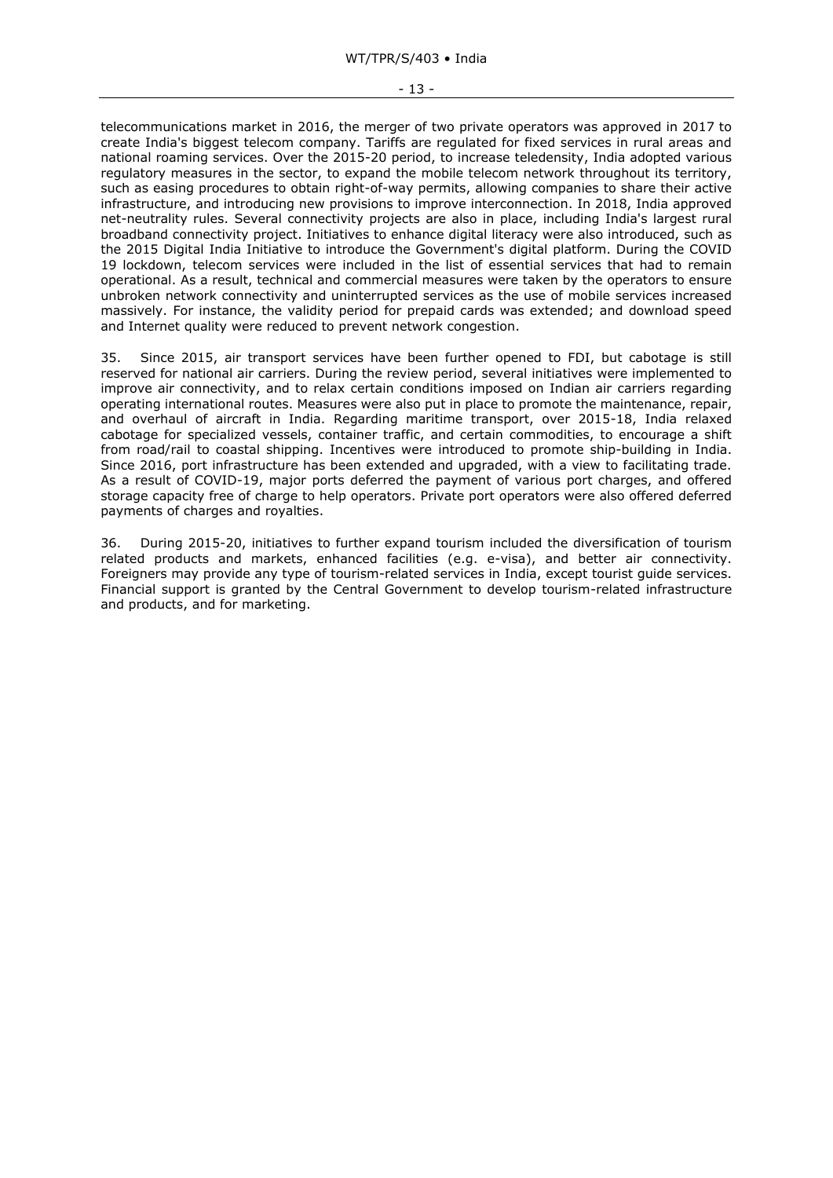telecommunications market in 2016, the merger of two private operators was approved in 2017 to create India's biggest telecom company. Tariffs are regulated for fixed services in rural areas and national roaming services. Over the 2015-20 period, to increase teledensity, India adopted various regulatory measures in the sector, to expand the mobile telecom network throughout its territory, such as easing procedures to obtain right-of-way permits, allowing companies to share their active infrastructure, and introducing new provisions to improve interconnection. In 2018, India approved net-neutrality rules. Several connectivity projects are also in place, including India's largest rural broadband connectivity project. Initiatives to enhance digital literacy were also introduced, such as the 2015 Digital India Initiative to introduce the Government's digital platform. During the COVID 19 lockdown, telecom services were included in the list of essential services that had to remain operational. As a result, technical and commercial measures were taken by the operators to ensure unbroken network connectivity and uninterrupted services as the use of mobile services increased massively. For instance, the validity period for prepaid cards was extended; and download speed and Internet quality were reduced to prevent network congestion.

35. Since 2015, air transport services have been further opened to FDI, but cabotage is still reserved for national air carriers. During the review period, several initiatives were implemented to improve air connectivity, and to relax certain conditions imposed on Indian air carriers regarding operating international routes. Measures were also put in place to promote the maintenance, repair, and overhaul of aircraft in India. Regarding maritime transport, over 2015-18, India relaxed cabotage for specialized vessels, container traffic, and certain commodities, to encourage a shift from road/rail to coastal shipping. Incentives were introduced to promote ship-building in India. Since 2016, port infrastructure has been extended and upgraded, with a view to facilitating trade. As a result of COVID-19, major ports deferred the payment of various port charges, and offered storage capacity free of charge to help operators. Private port operators were also offered deferred payments of charges and royalties.

36. During 2015-20, initiatives to further expand tourism included the diversification of tourism related products and markets, enhanced facilities (e.g. e-visa), and better air connectivity. Foreigners may provide any type of tourism-related services in India, except tourist guide services. Financial support is granted by the Central Government to develop tourism-related infrastructure and products, and for marketing.